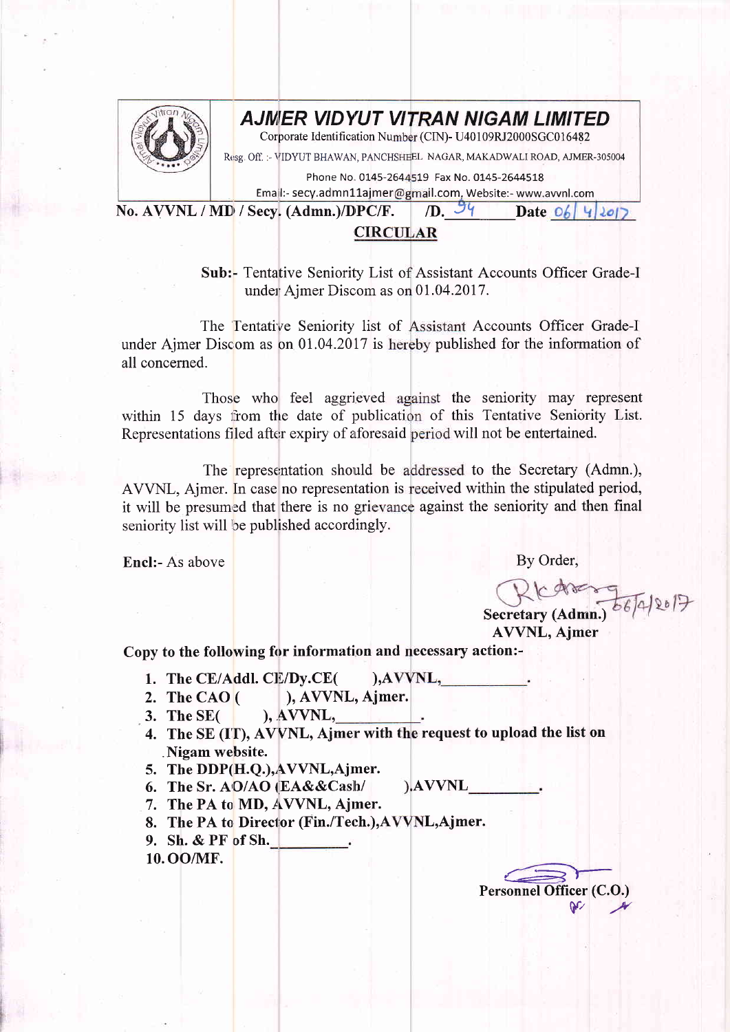# AJMER VIDYUT VITRAN NIGAM LIMITED

Corporate Identification Number (CIN)- U40109RJ2000SGC016482

Resg. Off. :- VIDYUT BHAWAN, PANCHSHEEL NAGAR, MAKADWALI ROAD, AJMER-305004

Phone No. 0145-2644519 Fax No. 0145-2644518

Email:- secy.admn11ajmer@gmail.com, Website:- www.avvnl.com

**No. AVVNL / MD / Secy. (Admn.)/DPC/F. /D. 54 Date 06/4/2017**

## CIRCULAR

**Sub:-** Tentative Seniority List of Assistant Accounts Officer Grade-I under Ajmer Discom as on 01.04.2017.

The Tentative Seniority list of Assistant Accounts Officer Grade-I under Ajmer Discom as on 01.04.2017 is hereby published for the information of all concerned.

Those who feel aggrieved against the seniority may represent within 15 days from the date of publication of this Tentative Seniority List. Representations filed after expiry of aforesaid period will not be entertained.

The representation should be addressed to the Secretary (Admn.), AVVNL, Ajmer. In case no representation is received within the stipulated period, it will be presumed that there is no grievance against the seniority and then final seniority list will be published accordingly.

**Encl:-** As above

By Order,

06/4/2017

**Secretary (Admn.)**
**AVVNL, Ajmer**

**Copy to the following for information and necessary action:-**

1. **The CE/Addl. CE/Dy.CE( ),AVVNL,\_\_\_\_\_\_\_\_\_\_.**
2. **The CAO ( ), AVVNL, Ajmer.**
3. **The SE( ), AVVNL,\_\_\_\_\_\_\_\_\_\_.**
4. **The SE (IT), AVVNL, Ajmer with the request to upload the list on Nigam website.**
5. **The DDP(H.Q.),AVVNL,Ajmer.**
6. **The Sr. AO/AO (EA&&Cash/ ).AVVNL\_\_\_\_\_\_\_\_\_\_.**
7. **The PA to MD, AVVNL, Ajmer.**
8. **The PA to Director (Fin./Tech.),AVVNL,Ajmer.**
9. **Sh. & PF of Sh.\_\_\_\_\_\_\_\_\_\_.**
10. **OO/MF.**

**Personnel Officer (C.O.)**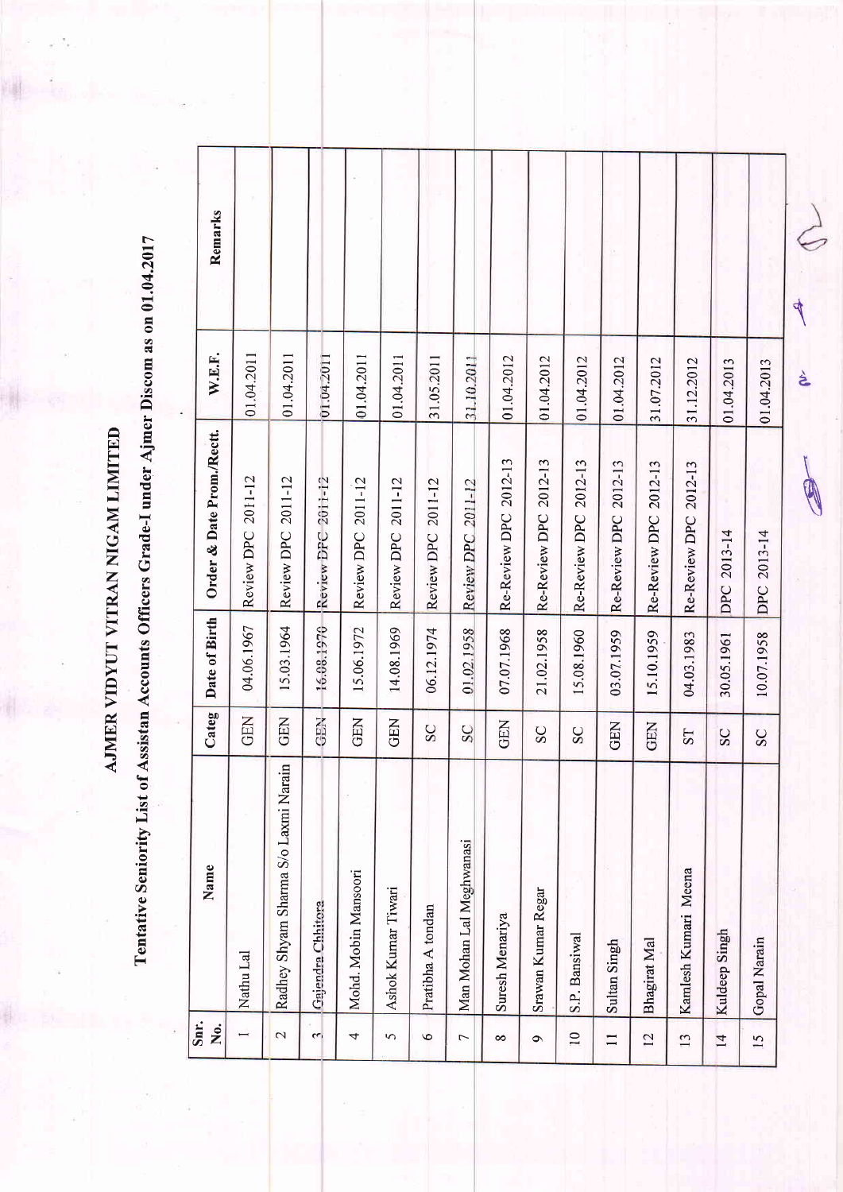# AJMER VIDYUT VITRAN NIGAM LIMITED

## Tentative Seniority List of Assistan Accounts Officers Grade-I under Ajmer Discom as on 01.04.2017

| Snr. No. | Name | Categ | Date of Birth | Order & Date Prom./Rectt. | W.E.F. | Remarks |
|---|---|---|---|---|---|---|
| 1 | Nathu Lal | GEN | 04.06.1967 | Review DPC 2011-12 | 01.04.2011 | |
| 2 | Radhey Shyam Sharma S/o Laxmi Narain | GEN | 15.03.1964 | Review DPC 2011-12 | 01.04.2011 | |
| 3 | Gajendra Chhitora | GEN | 16.08.1970 | Review DPC 2011-12 | 01.04.2011 | |
| 4 | Mohd. Mobin Mansoori | GEN | 15.06.1972 | Review DPC 2011-12 | 01.04.2011 | |
| 5 | Ashok Kumar Tiwari | GEN | 14.08.1969 | Review DPC 2011-12 | 01.04.2011 | |
| 6 | Pratibha A tondan | SC | 06.12.1974 | Review DPC 2011-12 | 31.05.2011 | |
| 7 | Man Mohan Lal Meghwanasi | SC | 01.02.1958 | Review DPC 2011-12 | 31.10.2011 | |
| 8 | Suresh Menariya | GEN | 07.07.1968 | Re-Review DPC 2012-13 | 01.04.2012 | |
| 9 | Srawan Kumar Regar | SC | 21.02.1958 | Re-Review DPC 2012-13 | 01.04.2012 | |
| 10 | S.P. Bansiwal | SC | 15.08.1960 | Re-Review DPC 2012-13 | 01.04.2012 | |
| 11 | Sultan Singh | GEN | 03.07.1959 | Re-Review DPC 2012-13 | 01.04.2012 | |
| 12 | Bhagirat Mal | GEN | 15.10.1959 | Re-Review DPC 2012-13 | 31.07.2012 | |
| 13 | Kamlesh Kumari Meena | ST | 04.03.1983 | Re-Review DPC 2012-13 | 31.12.2012 | |
| 14 | Kuldeep Singh | SC | 30.05.1961 | DPC 2013-14 | 01.04.2013 | |
| 15 | Gopal Narain | SC | 10.07.1958 | DPC 2013-14 | 01.04.2013 | |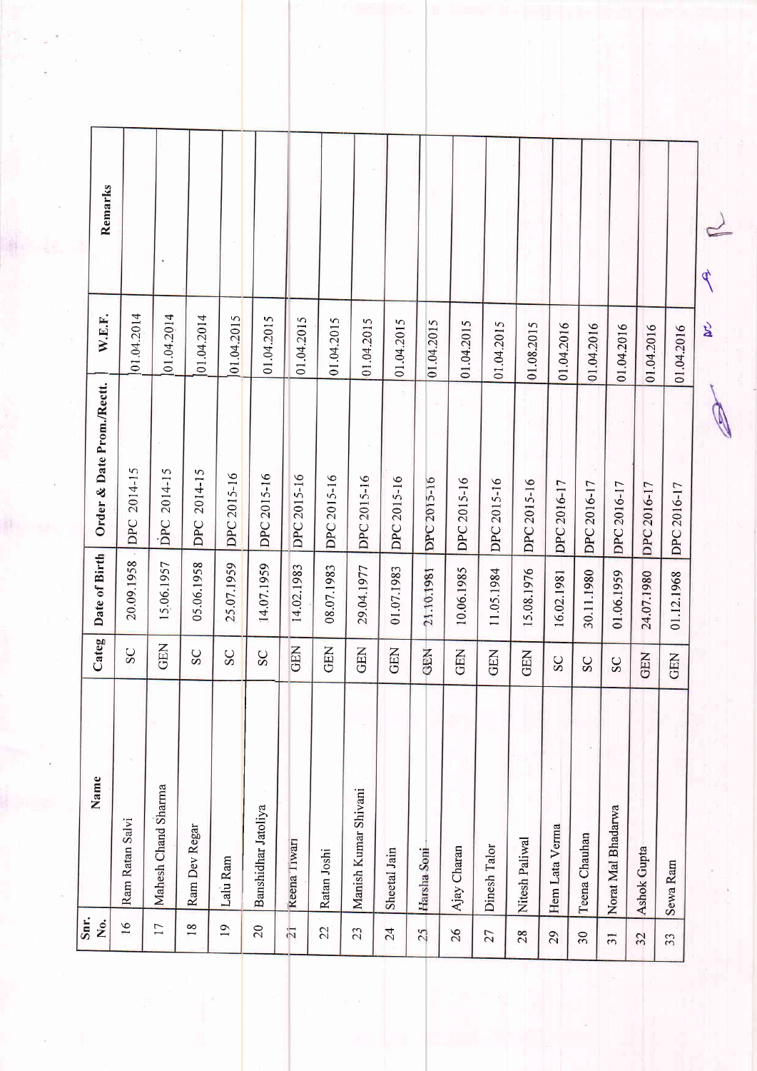| Snr. No. | Name | Categ | Date of Birth | Order & Date Prom./Rectt. | W.E.F. | Remarks |
|---|---|---|---|---|---|---|
| 16 | Ram Ratan Salvi | SC | 20.09.1958 | DPC 2014-15 | 01.04.2014 | |
| 17 | Mahesh Chand Sharma | GEN | 15.06.1957 | DPC 2014-15 | 01.04.2014 | |
| 18 | Ram Dev Regar | SC | 05.06.1958 | DPC 2014-15 | 01.04.2014 | |
| 19 | Lalu Ram | SC | 25.07.1959 | DPC 2015-16 | 01.04.2015 | |
| 20 | Banshidhar Jatoliya | SC | 14.07.1959 | DPC 2015-16 | 01.04.2015 | |
| 21 | Reena Tiwari | GEN | 14.02.1983 | DPC 2015-16 | 01.04.2015 | |
| 22 | Ratan Joshi | GEN | 08.07.1983 | DPC 2015-16 | 01.04.2015 | |
| 23 | Manish Kumar Shivani | GEN | 29.04.1977 | DPC 2015-16 | 01.04.2015 | |
| 24 | Sheetal Jain | GEN | 01.07.1983 | DPC 2015-16 | 01.04.2015 | |
| 25 | Harsha Soni | GEN | 21.10.1981 | DPC 2015-16 | 01.04.2015 | |
| 26 | Ajay Charan | GEN | 10.06.1985 | DPC 2015-16 | 01.04.2015 | |
| 27 | Dinesh Talor | GEN | 11.05.1984 | DPC 2015-16 | 01.04.2015 | |
| 28 | Nitesh Paliwal | GEN | 15.08.1976 | DPC 2015-16 | 01.08.2015 | |
| 29 | Hem Lata Verma | SC | 16.02.1981 | DPC 2016-17 | 01.04.2016 | |
| 30 | Teena Chauhan | SC | 30.11.1980 | DPC 2016-17 | 01.04.2016 | |
| 31 | Norat Mal Bhadarwa | SC | 01.06.1959 | DPC 2016-17 | 01.04.2016 | |
| 32 | Ashok Gupta | GEN | 24.07.1980 | DPC 2016-17 | 01.04.2016 | |
| 33 | Sewa Ram | GEN | 01.12.1968 | DPC 2016-17 | 01.04.2016 | |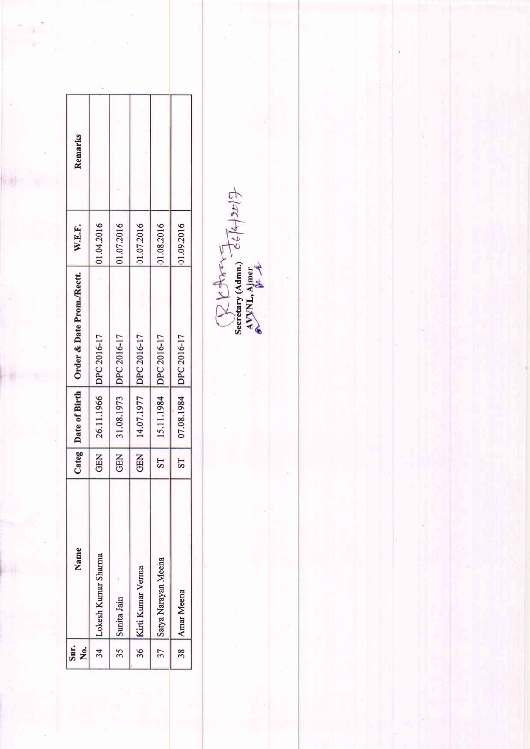| Snr. No. | Name | Categ | Date of Birth | Order & Date Prom./Rectt. | W.E.F. | Remarks |
|---|---|---|---|---|---|---|
| 34 | Lokesh Kumar Sharma | GEN | 26.11.1966 | DPC 2016-17 | 01.04.2016 | |
| 35 | Sunita Jain | GEN | 31.08.1973 | DPC 2016-17 | 01.07.2016 | |
| 36 | Kirti Kumar Verma | GEN | 14.07.1977 | DPC 2016-17 | 01.07.2016 | |
| 37 | Satya Narayan Meena | ST | 15.11.1984 | DPC 2016-17 | 01.08.2016 | |
| 38 | Amar Meena | ST | 07.08.1984 | DPC 2016-17 | 01.09.2016 | |

06/4/2017

Secretary (Admn.)
AVVNL, Ajmer